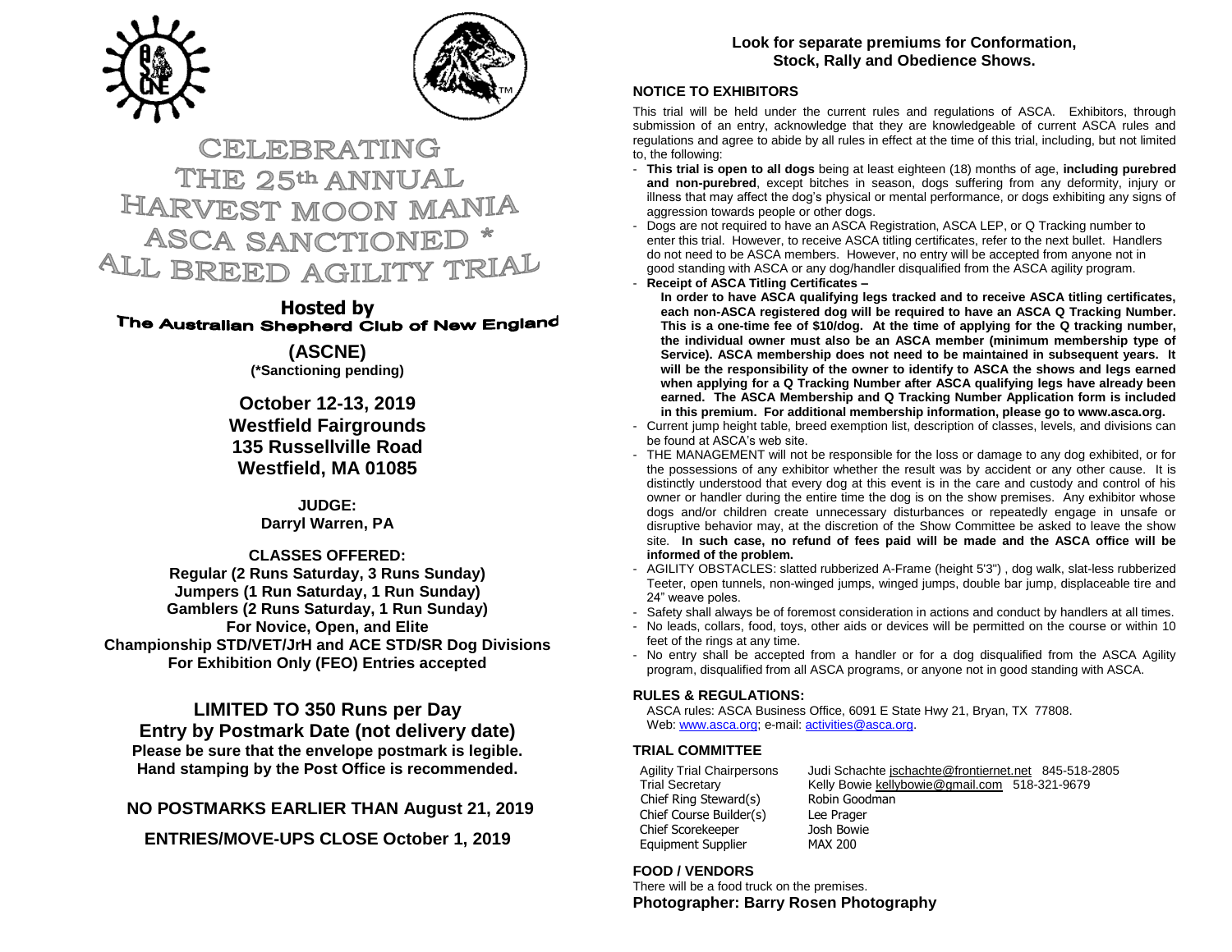# CELEBRATING THE 25th ANNUAL HARVEST MOON MANIA ASCA SANCTIONED * ALL BREED AGILITY TRIAL

**Hosted by**
**The Australian Shepherd Club of New England**

**(ASCNE)**
**(*Sanctioning pending)**

**October 12-13, 2019**
**Westfield Fairgrounds**
**135 Russellville Road**
**Westfield, MA 01085**

**JUDGE:**
**Darryl Warren, PA**

**CLASSES OFFERED:**
**Regular (2 Runs Saturday, 3 Runs Sunday)**
**Jumpers (1 Run Saturday, 1 Run Sunday)**
**Gamblers (2 Runs Saturday, 1 Run Sunday)**
**For Novice, Open, and Elite**
**Championship STD/VET/JrH and ACE STD/SR Dog Divisions**
**For Exhibition Only (FEO) Entries accepted**

**LIMITED TO 350 Runs per Day**
**Entry by Postmark Date (not delivery date)**
**Please be sure that the envelope postmark is legible.**
**Hand stamping by the Post Office is recommended.**

**NO POSTMARKS EARLIER THAN August 21, 2019**

**ENTRIES/MOVE-UPS CLOSE October 1, 2019**

**Look for separate premiums for Conformation, Stock, Rally and Obedience Shows.**

## NOTICE TO EXHIBITORS

This trial will be held under the current rules and regulations of ASCA. Exhibitors, through submission of an entry, acknowledge that they are knowledgeable of current ASCA rules and regulations and agree to abide by all rules in effect at the time of this trial, including, but not limited to, the following:

- **This trial is open to all dogs** being at least eighteen (18) months of age, **including purebred and non-purebred**, except bitches in season, dogs suffering from any deformity, injury or illness that may affect the dog's physical or mental performance, or dogs exhibiting any signs of aggression towards people or other dogs.
- Dogs are not required to have an ASCA Registration, ASCA LEP, or Q Tracking number to enter this trial. However, to receive ASCA titling certificates, refer to the next bullet. Handlers do not need to be ASCA members. However, no entry will be accepted from anyone not in good standing with ASCA or any dog/handler disqualified from the ASCA agility program.
- **Receipt of ASCA Titling Certificates –**
  **In order to have ASCA qualifying legs tracked and to receive ASCA titling certificates, each non-ASCA registered dog will be required to have an ASCA Q Tracking Number. This is a one-time fee of $10/dog. At the time of applying for the Q tracking number, the individual owner must also be an ASCA member (minimum membership type of Service). ASCA membership does not need to be maintained in subsequent years. It will be the responsibility of the owner to identify to ASCA the shows and legs earned when applying for a Q Tracking Number after ASCA qualifying legs have already been earned. The ASCA Membership and Q Tracking Number Application form is included in this premium. For additional membership information, please go to www.asca.org.**
- Current jump height table, breed exemption list, description of classes, levels, and divisions can be found at ASCA's web site.
- THE MANAGEMENT will not be responsible for the loss or damage to any dog exhibited, or for the possessions of any exhibitor whether the result was by accident or any other cause. It is distinctly understood that every dog at this event is in the care and custody and control of his owner or handler during the entire time the dog is on the show premises. Any exhibitor whose dogs and/or children create unnecessary disturbances or repeatedly engage in unsafe or disruptive behavior may, at the discretion of the Show Committee be asked to leave the show site. **In such case, no refund of fees paid will be made and the ASCA office will be informed of the problem.**
- AGILITY OBSTACLES: slatted rubberized A-Frame (height 5'3") , dog walk, slat-less rubberized Teeter, open tunnels, non-winged jumps, winged jumps, double bar jump, displaceable tire and 24" weave poles.
- Safety shall always be of foremost consideration in actions and conduct by handlers at all times.
- No leads, collars, food, toys, other aids or devices will be permitted on the course or within 10 feet of the rings at any time.
- No entry shall be accepted from a handler or for a dog disqualified from the ASCA Agility program, disqualified from all ASCA programs, or anyone not in good standing with ASCA.

## RULES & REGULATIONS:

ASCA rules: ASCA Business Office, 6091 E State Hwy 21, Bryan, TX 77808.
Web: www.asca.org; e-mail: activities@asca.org.

## TRIAL COMMITTEE

| | |
|---|---|
| Agility Trial Chairpersons | Judi Schachte jschachte@frontiernet.net 845-518-2805 |
| Trial Secretary | Kelly Bowie kellybowie@gmail.com 518-321-9679 |
| Chief Ring Steward(s) | Robin Goodman |
| Chief Course Builder(s) | Lee Prager |
| Chief Scorekeeper | Josh Bowie |
| Equipment Supplier | MAX 200 |

## FOOD / VENDORS

There will be a food truck on the premises.

**Photographer: Barry Rosen Photography**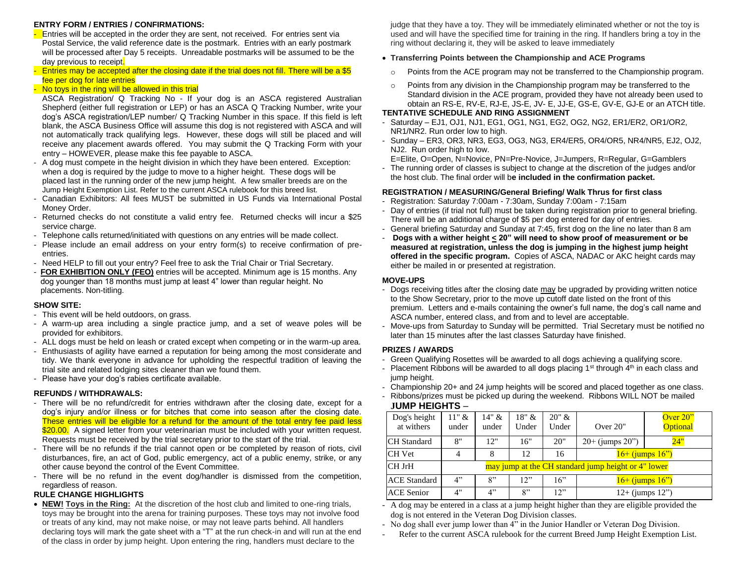### ENTRY FORM / ENTRIES / CONFIRMATIONS:

- Entries will be accepted in the order they are sent, not received. For entries sent via Postal Service, the valid reference date is the postmark. Entries with an early postmark will be processed after Day 5 receipts. Unreadable postmarks will be assumed to be the day previous to receipt.
- Entries may be accepted after the closing date if the trial does not fill. There will be a $5 fee per dog for late entries
- No toys in the ring will be allowed in this trial

ASCA Registration/ Q Tracking No - If your dog is an ASCA registered Australian Shepherd (either full registration or LEP) or has an ASCA Q Tracking Number, write your dog's ASCA registration/LEP number/ Q Tracking Number in this space. If this field is left blank, the ASCA Business Office will assume this dog is not registered with ASCA and will not automatically track qualifying legs. However, these dogs will still be placed and will receive any placement awards offered. You may submit the Q Tracking Form with your entry – HOWEVER, please make this fee payable to ASCA.

- A dog must compete in the height division in which they have been entered. Exception: when a dog is required by the judge to move to a higher height. These dogs will be placed last in the running order of the new jump height. A few smaller breeds are on the Jump Height Exemption List. Refer to the current ASCA rulebook for this breed list.
- Canadian Exhibitors: All fees MUST be submitted in US Funds via International Postal Money Order.
- Returned checks do not constitute a valid entry fee. Returned checks will incur a $25 service charge.
- Telephone calls returned/initiated with questions on any entries will be made collect.
- Please include an email address on your entry form(s) to receive confirmation of pre-entries.
- Need HELP to fill out your entry? Feel free to ask the Trial Chair or Trial Secretary.
- **FOR EXHIBITION ONLY (FEO)** entries will be accepted. Minimum age is 15 months. Any dog younger than 18 months must jump at least 4" lower than regular height. No placements. Non-titling.

### SHOW SITE:

- This event will be held outdoors, on grass.
- A warm-up area including a single practice jump, and a set of weave poles will be provided for exhibitors.
- ALL dogs must be held on leash or crated except when competing or in the warm-up area.
- Enthusiasts of agility have earned a reputation for being among the most considerate and tidy. We thank everyone in advance for upholding the respectful tradition of leaving the trial site and related lodging sites cleaner than we found them.
- Please have your dog's rabies certificate available.

### REFUNDS / WITHDRAWALS:

- There will be no refund/credit for entries withdrawn after the closing date, except for a dog's injury and/or illness or for bitches that come into season after the closing date. These entries will be eligible for a refund for the amount of the total entry fee paid less $20.00. A signed letter from your veterinarian must be included with your written request. Requests must be received by the trial secretary prior to the start of the trial.
- There will be no refunds if the trial cannot open or be completed by reason of riots, civil disturbances, fire, an act of God, public emergency, act of a public enemy, strike, or any other cause beyond the control of the Event Committee.
- There will be no refund in the event dog/handler is dismissed from the competition, regardless of reason.

### RULE CHANGE HIGHLIGHTS

- **NEW! Toys in the Ring:** At the discretion of the host club and limited to one-ring trials, toys may be brought into the arena for training purposes. These toys may not involve food or treats of any kind, may not make noise, or may not leave parts behind. All handlers declaring toys will mark the gate sheet with a "T" at the run check-in and will run at the end of the class in order by jump height. Upon entering the ring, handlers must declare to the judge that they have a toy. They will be immediately eliminated whether or not the toy is used and will have the specified time for training in the ring. If handlers bring a toy in the ring without declaring it, they will be asked to leave immediately
- **Transferring Points between the Championship and ACE Programs**
  - Points from the ACE program may not be transferred to the Championship program.
  - Points from any division in the Championship program may be transferred to the Standard division in the ACE program, provided they have not already been used to obtain an RS-E, RV-E, RJ-E, JS-E, JV- E, JJ-E, GS-E, GV-E, GJ-E or an ATCH title.

### TENTATIVE SCHEDULE AND RING ASSIGNMENT

- Saturday – EJ1, OJ1, NJ1, EG1, OG1, NG1, EG2, OG2, NG2, ER1/ER2, OR1/OR2, NR1/NR2. Run order low to high.
- Sunday – ER3, OR3, NR3, EG3, OG3, NG3, ER4/ER5, OR4/OR5, NR4/NR5, EJ2, OJ2, NJ2. Run order high to low.

E=Elite, O=Open, N=Novice, PN=Pre-Novice, J=Jumpers, R=Regular, G=Gamblers

- The running order of classes is subject to change at the discretion of the judges and/or the host club. The final order will b**e included in the confirmation packet.**

### REGISTRATION / MEASURING/General Briefing/ Walk Thrus for first class

- Registration: Saturday 7:00am - 7:30am, Sunday 7:00am - 7:15am
- Day of entries (if trial not full) must be taken during registration prior to general briefing. There will be an additional charge of $5 per dog entered for day of entries.
- General briefing Saturday and Sunday at 7:45, first dog on the line no later than 8 am
- **Dogs with a wither height ≤ 20" will need to show proof of measurement or be measured at registration, unless the dog is jumping in the highest jump height offered in the specific program.** Copies of ASCA, NADAC or AKC height cards may either be mailed in or presented at registration.

### MOVE-UPS

- Dogs receiving titles after the closing date may be upgraded by providing written notice to the Show Secretary, prior to the move up cutoff date listed on the front of this premium. Letters and e-mails containing the owner's full name, the dog's call name and ASCA number, entered class, and from and to level are acceptable.
- Move-ups from Saturday to Sunday will be permitted. Trial Secretary must be notified no later than 15 minutes after the last classes Saturday have finished.

### PRIZES / AWARDS

- Green Qualifying Rosettes will be awarded to all dogs achieving a qualifying score.
- Placement Ribbons will be awarded to all dogs placing 1st through 4th in each class and jump height.
- Championship 20+ and 24 jump heights will be scored and placed together as one class.
- Ribbons/prizes must be picked up during the weekend. Ribbons WILL NOT be mailed

### JUMP HEIGHTS –

| Dog's height at withers | 11" & under | 14" & under | 18" & Under | 20" & Under | Over 20" | Over 20" Optional |
|---|---|---|---|---|---|---|
| CH Standard | 8" | 12" | 16" | 20" | 20+ (jumps 20") | 24" |
| CH Vet | 4 | 8 | 12 | 16 | 16+ (jumps 16") | |
| CH JrH | may jump at the CH standard jump height or 4" lower | | | | | |
| ACE Standard | 4" | 8" | 12" | 16" | 16+ (jumps 16") | |
| ACE Senior | 4" | 4" | 8" | 12" | 12+ (jumps 12") | |

- A dog may be entered in a class at a jump height higher than they are eligible provided the dog is not entered in the Veteran Dog Division classes.
- No dog shall ever jump lower than 4" in the Junior Handler or Veteran Dog Division.
- Refer to the current ASCA rulebook for the current Breed Jump Height Exemption List.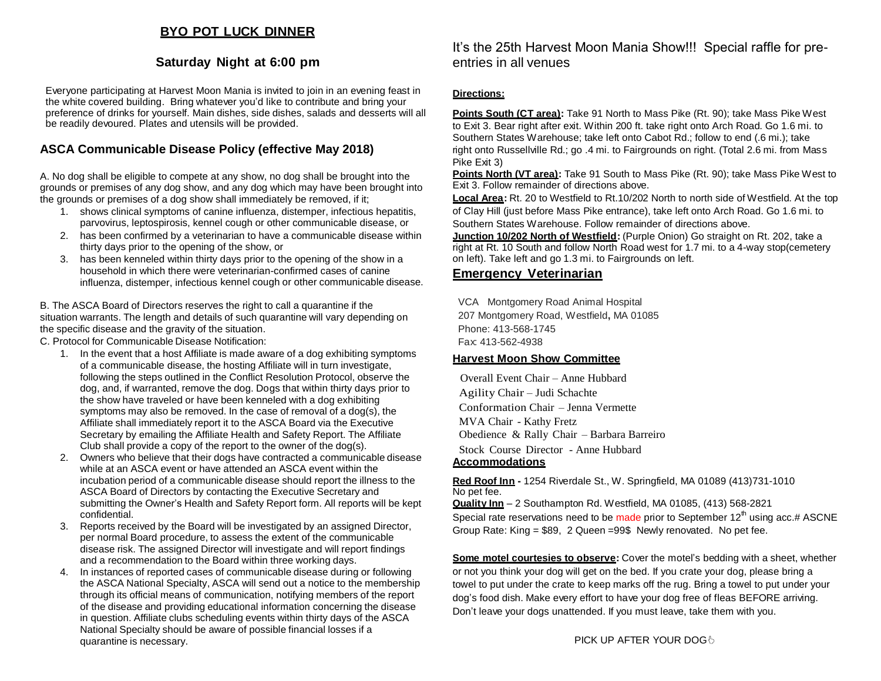## BYO POT LUCK DINNER

### Saturday Night at 6:00 pm

Everyone participating at Harvest Moon Mania is invited to join in an evening feast in the white covered building. Bring whatever you'd like to contribute and bring your preference of drinks for yourself. Main dishes, side dishes, salads and desserts will all be readily devoured. Plates and utensils will be provided.

### ASCA Communicable Disease Policy (effective May 2018)

A. No dog shall be eligible to compete at any show, no dog shall be brought into the grounds or premises of any dog show, and any dog which may have been brought into the grounds or premises of a dog show shall immediately be removed, if it;

1. shows clinical symptoms of canine influenza, distemper, infectious hepatitis, parvovirus, leptospirosis, kennel cough or other communicable disease, or
2. has been confirmed by a veterinarian to have a communicable disease within thirty days prior to the opening of the show, or
3. has been kenneled within thirty days prior to the opening of the show in a household in which there were veterinarian-confirmed cases of canine influenza, distemper, infectious kennel cough or other communicable disease.

B. The ASCA Board of Directors reserves the right to call a quarantine if the situation warrants. The length and details of such quarantine will vary depending on the specific disease and the gravity of the situation.

C. Protocol for Communicable Disease Notification:

1. In the event that a host Affiliate is made aware of a dog exhibiting symptoms of a communicable disease, the hosting Affiliate will in turn investigate, following the steps outlined in the Conflict Resolution Protocol, observe the dog, and, if warranted, remove the dog. Dogs that within thirty days prior to the show have traveled or have been kenneled with a dog exhibiting symptoms may also be removed. In the case of removal of a dog(s), the Affiliate shall immediately report it to the ASCA Board via the Executive Secretary by emailing the Affiliate Health and Safety Report. The Affiliate Club shall provide a copy of the report to the owner of the dog(s).
2. Owners who believe that their dogs have contracted a communicable disease while at an ASCA event or have attended an ASCA event within the incubation period of a communicable disease should report the illness to the ASCA Board of Directors by contacting the Executive Secretary and submitting the Owner's Health and Safety Report form. All reports will be kept confidential.
3. Reports received by the Board will be investigated by an assigned Director, per normal Board procedure, to assess the extent of the communicable disease risk. The assigned Director will investigate and will report findings and a recommendation to the Board within three working days.
4. In instances of reported cases of communicable disease during or following the ASCA National Specialty, ASCA will send out a notice to the membership through its official means of communication, notifying members of the report of the disease and providing educational information concerning the disease in question. Affiliate clubs scheduling events within thirty days of the ASCA National Specialty should be aware of possible financial losses if a quarantine is necessary.

It's the 25th Harvest Moon Mania Show!!! Special raffle for pre-entries in all venues

**Directions:**

**Points South (CT area):** Take 91 North to Mass Pike (Rt. 90); take Mass Pike West to Exit 3. Bear right after exit. Within 200 ft. take right onto Arch Road. Go 1.6 mi. to Southern States Warehouse; take left onto Cabot Rd.; follow to end (.6 mi.); take right onto Russellville Rd.; go .4 mi. to Fairgrounds on right. (Total 2.6 mi. from Mass Pike Exit 3)

**Points North (VT area):** Take 91 South to Mass Pike (Rt. 90); take Mass Pike West to Exit 3. Follow remainder of directions above.

**Local Area:** Rt. 20 to Westfield to Rt.10/202 North to north side of Westfield. At the top of Clay Hill (just before Mass Pike entrance), take left onto Arch Road. Go 1.6 mi. to Southern States Warehouse. Follow remainder of directions above.

**Junction 10/202 North of Westfield:** (Purple Onion) Go straight on Rt. 202, take a right at Rt. 10 South and follow North Road west for 1.7 mi. to a 4-way stop(cemetery on left). Take left and go 1.3 mi. to Fairgrounds on left.

### Emergency Veterinarian

VCA Montgomery Road Animal Hospital
207 Montgomery Road, Westfield, MA 01085
Phone: 413-568-1745
Fax: 413-562-4938

**Harvest Moon Show Committee**

Overall Event Chair – Anne Hubbard
Agility Chair – Judi Schachte
Conformation Chair – Jenna Vermette
MVA Chair - Kathy Fretz
Obedience & Rally Chair – Barbara Barreiro
Stock Course Director - Anne Hubbard

**Accommodations**

**Red Roof Inn -** 1254 Riverdale St., W. Springfield, MA 01089 (413)731-1010
No pet fee.

**Quality Inn** – 2 Southampton Rd. Westfield, MA 01085, (413) 568-2821
Special rate reservations need to be made prior to September 12th using acc.# ASCNE
Group Rate: King = $89, 2 Queen =99$ Newly renovated. No pet fee.

**Some motel courtesies to observe:** Cover the motel's bedding with a sheet, whether or not you think your dog will get on the bed. If you crate your dog, please bring a towel to put under the crate to keep marks off the rug. Bring a towel to put under your dog's food dish. Make every effort to have your dog free of fleas BEFORE arriving. Don't leave your dogs unattended. If you must leave, take them with you.

PICK UP AFTER YOUR DOG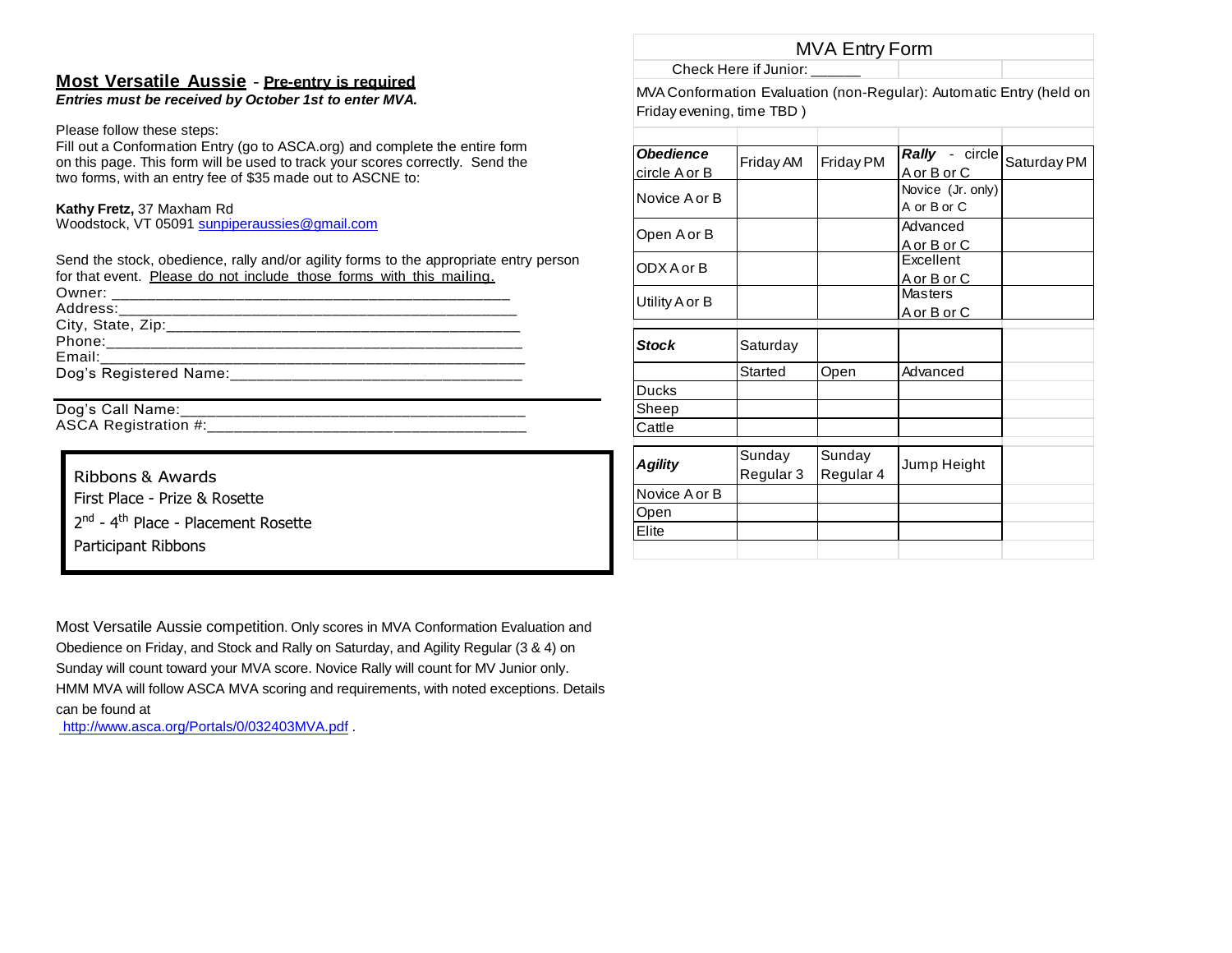## **Most Versatile Aussie** - **Pre-entry is required**

***Entries must be received by October 1st to enter MVA.***

Please follow these steps:
Fill out a Conformation Entry (go to ASCA.org) and complete the entire form on this page. This form will be used to track your scores correctly. Send the two forms, with an entry fee of $35 made out to ASCNE to:

**Kathy Fretz,** 37 Maxham Rd
Woodstock, VT 05091 sunpiperaussies@gmail.com

Send the stock, obedience, rally and/or agility forms to the appropriate entry person for that event. Please do not include those forms with this mailing.

Owner: ______________________________________________
Address:______________________________________________
City, State, Zip:_________________________________________
Phone:_______________________________________________
Email:________________________________________________
Dog's Registered Name:__________________________________

Dog's Call Name:________________________________________
ASCA Registration #:_____________________________________

**Ribbons & Awards**
First Place - Prize & Rosette
2nd - 4th Place - Placement Rosette
Participant Ribbons

Most Versatile Aussie competition. Only scores in MVA Conformation Evaluation and Obedience on Friday, and Stock and Rally on Saturday, and Agility Regular (3 & 4) on Sunday will count toward your MVA score. Novice Rally will count for MV Junior only. HMM MVA will follow ASCA MVA scoring and requirements, with noted exceptions. Details can be found at http://www.asca.org/Portals/0/032403MVA.pdf .

## MVA Entry Form

Check Here if Junior: ______

MVA Conformation Evaluation (non-Regular): Automatic Entry (held on Friday evening, time TBD )

| ***Obedience*** circle A or B | Friday AM | Friday PM | ***Rally*** - circle A or B or C | Saturday PM |
|---|---|---|---|---|
| Novice A or B | | | Novice (Jr. only) A or B or C | |
| Open A or B | | | Advanced A or B or C | |
| ODX A or B | | | Excellent A or B or C | |
| Utility A or B | | | Masters A or B or C | |

| ***Stock*** | Saturday | | |
|---|---|---|---|
| | Started | Open | Advanced |
| Ducks | | | |
| Sheep | | | |
| Cattle | | | |

| ***Agility*** | Sunday Regular 3 | Sunday Regular 4 | Jump Height |
|---|---|---|---|
| Novice A or B | | | |
| Open | | | |
| Elite | | | |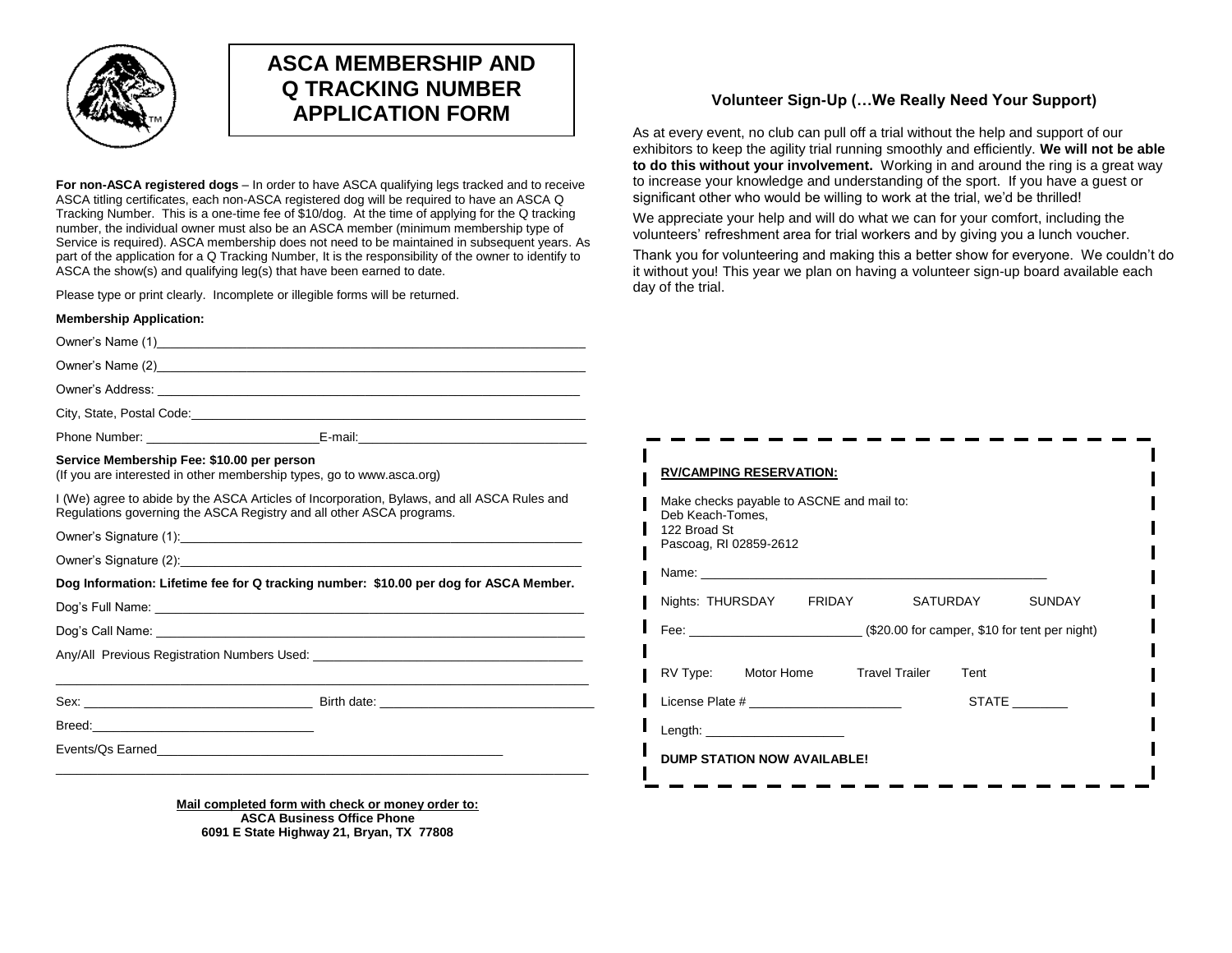# ASCA MEMBERSHIP AND Q TRACKING NUMBER APPLICATION FORM

**For non-ASCA registered dogs** – In order to have ASCA qualifying legs tracked and to receive ASCA titling certificates, each non-ASCA registered dog will be required to have an ASCA Q Tracking Number. This is a one-time fee of $10/dog. At the time of applying for the Q tracking number, the individual owner must also be an ASCA member (minimum membership type of Service is required). ASCA membership does not need to be maintained in subsequent years. As part of the application for a Q Tracking Number, It is the responsibility of the owner to identify to ASCA the show(s) and qualifying leg(s) that have been earned to date.

Please type or print clearly. Incomplete or illegible forms will be returned.

**Membership Application:**

Owner's Name (1)________________________________________________________________

Owner's Name (2)________________________________________________________________

Owner's Address: _______________________________________________________________

City, State, Postal Code:__________________________________________________________

Phone Number: ________________________E-mail:_______________________________

**Service Membership Fee: $10.00 per person**
(If you are interested in other membership types, go to www.asca.org)

I (We) agree to abide by the ASCA Articles of Incorporation, Bylaws, and all ASCA Rules and Regulations governing the ASCA Registry and all other ASCA programs.

Owner's Signature (1):____________________________________________________________

Owner's Signature (2):____________________________________________________________

**Dog Information: Lifetime fee for Q tracking number: $10.00 per dog for ASCA Member.**

Dog's Full Name: ________________________________________________________________

Dog's Call Name: ________________________________________________________________

Any/All Previous Registration Numbers Used: ______________________________________

______________________________________________________________________________

Sex: ________________________________ Birth date: ______________________________

Breed:_______________________________

Events/Qs Earned__________________________________________________

______________________________________________________________________________

**Mail completed form with check or money order to:**
**ASCA Business Office Phone**
**6091 E State Highway 21, Bryan, TX 77808**

### Volunteer Sign-Up (…We Really Need Your Support)

As at every event, no club can pull off a trial without the help and support of our exhibitors to keep the agility trial running smoothly and efficiently. **We will not be able to do this without your involvement.** Working in and around the ring is a great way to increase your knowledge and understanding of the sport. If you have a guest or significant other who would be willing to work at the trial, we'd be thrilled!

We appreciate your help and will do what we can for your comfort, including the volunteers' refreshment area for trial workers and by giving you a lunch voucher.

Thank you for volunteering and making this a better show for everyone. We couldn't do it without you! This year we plan on having a volunteer sign-up board available each day of the trial.

**RV/CAMPING RESERVATION:**

Make checks payable to ASCNE and mail to:
Deb Keach-Tomes,
122 Broad St
Pascoag, RI 02859-2612

Name: ___________________________________________________

Nights: THURSDAY FRIDAY SATURDAY SUNDAY

Fee: ________________________ ($20.00 for camper, $10 for tent per night)

RV Type: Motor Home Travel Trailer Tent

License Plate # _____________________ STATE ________

Length: ____________________

**DUMP STATION NOW AVAILABLE!**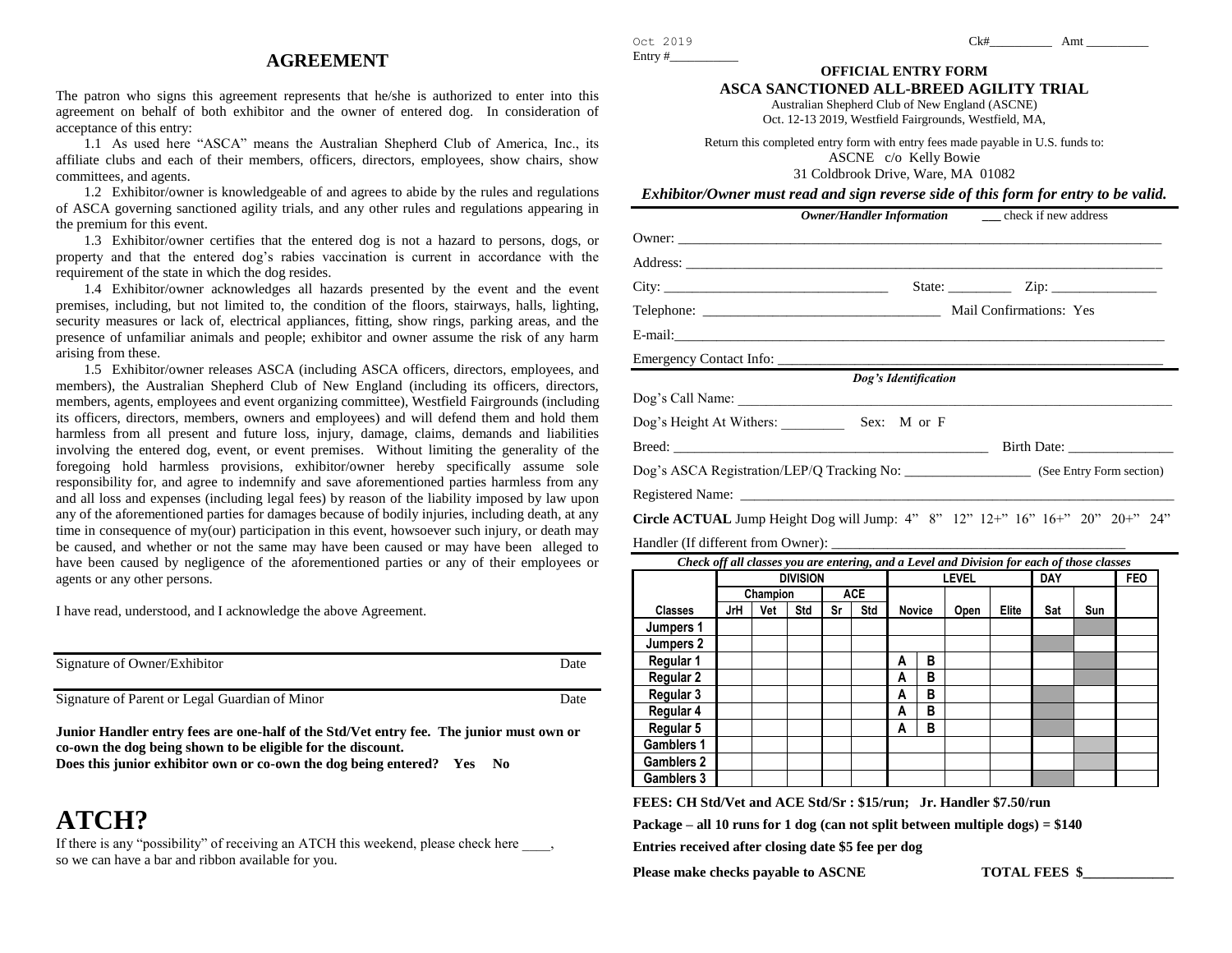## AGREEMENT

The patron who signs this agreement represents that he/she is authorized to enter into this agreement on behalf of both exhibitor and the owner of entered dog. In consideration of acceptance of this entry:

1.1 As used here "ASCA" means the Australian Shepherd Club of America, Inc., its affiliate clubs and each of their members, officers, directors, employees, show chairs, show committees, and agents.

1.2 Exhibitor/owner is knowledgeable of and agrees to abide by the rules and regulations of ASCA governing sanctioned agility trials, and any other rules and regulations appearing in the premium for this event.

1.3 Exhibitor/owner certifies that the entered dog is not a hazard to persons, dogs, or property and that the entered dog's rabies vaccination is current in accordance with the requirement of the state in which the dog resides.

1.4 Exhibitor/owner acknowledges all hazards presented by the event and the event premises, including, but not limited to, the condition of the floors, stairways, halls, lighting, security measures or lack of, electrical appliances, fitting, show rings, parking areas, and the presence of unfamiliar animals and people; exhibitor and owner assume the risk of any harm arising from these.

1.5 Exhibitor/owner releases ASCA (including ASCA officers, directors, employees, and members), the Australian Shepherd Club of New England (including its officers, directors, members, agents, employees and event organizing committee), Westfield Fairgrounds (including its officers, directors, members, owners and employees) and will defend them and hold them harmless from all present and future loss, injury, damage, claims, demands and liabilities involving the entered dog, event, or event premises. Without limiting the generality of the foregoing hold harmless provisions, exhibitor/owner hereby specifically assume sole responsibility for, and agree to indemnify and save aforementioned parties harmless from any and all loss and expenses (including legal fees) by reason of the liability imposed by law upon any of the aforementioned parties for damages because of bodily injuries, including death, at any time in consequence of my(our) participation in this event, howsoever such injury, or death may be caused, and whether or not the same may have been caused or may have been alleged to have been caused by negligence of the aforementioned parties or any of their employees or agents or any other persons.

I have read, understood, and I acknowledge the above Agreement.

Signature of Owner/Exhibitor Date

Signature of Parent or Legal Guardian of Minor Date

**Junior Handler entry fees are one-half of the Std/Vet entry fee. The junior must own or co-own the dog being shown to be eligible for the discount.**
**Does this junior exhibitor own or co-own the dog being entered? Yes No**

# ATCH?

If there is any "possibility" of receiving an ATCH this weekend, please check here ____, so we can have a bar and ribbon available for you.

Oct 2019 Ck#__________ Amt __________
Entry #___________

**OFFICIAL ENTRY FORM**
**ASCA SANCTIONED ALL-BREED AGILITY TRIAL**
Australian Shepherd Club of New England (ASCNE)
Oct. 12-13 2019, Westfield Fairgrounds, Westfield, MA,

Return this completed entry form with entry fees made payable in U.S. funds to:
ASCNE c/o Kelly Bowie
31 Coldbrook Drive, Ware, MA 01082

***Exhibitor/Owner must read and sign reverse side of this form for entry to be valid.***

***Owner/Handler Information*** ___ check if new address

Owner: ______________________________________________

Address: ______________________________________________

City: ______________________ State: _________ Zip: _______________

Telephone: _________________________ Mail Confirmations: Yes

E-mail: ______________________________________________

Emergency Contact Info: ______________________________________

***Dog's Identification***

Dog's Call Name: ______________________________________________

Dog's Height At Withers: _________ Sex: M or F

Breed: ______________________________ Birth Date: _______________

Dog's ASCA Registration/LEP/Q Tracking No: __________________ (See Entry Form section)

Registered Name: ______________________________________________

**Circle ACTUAL** Jump Height Dog will Jump: 4" 8" 12" 12+" 16" 16+" 20" 20+" 24"

Handler (If different from Owner): ______________________________

***Check off all classes you are entering, and a Level and Division for each of those classes***

| | DIVISION | | | | | LEVEL | | | | DAY | | FEO |
|---|---|---|---|---|---|---|---|---|---|---|---|---|
| | Champion | | | ACE | | | | | | | | |
| Classes | JrH | Vet | Std | Sr | Std | Novice | | Open | Elite | Sat | Sun | |
| Jumpers 1 | | | | | | | | | | | | |
| Jumpers 2 | | | | | | | | | | | | |
| Regular 1 | | | | | | A | B | | | | | |
| Regular 2 | | | | | | A | B | | | | | |
| Regular 3 | | | | | | A | B | | | | | |
| Regular 4 | | | | | | A | B | | | | | |
| Regular 5 | | | | | | A | B | | | | | |
| Gamblers 1 | | | | | | | | | | | | |
| Gamblers 2 | | | | | | | | | | | | |
| Gamblers 3 | | | | | | | | | | | | |

**FEES: CH Std/Vet and ACE Std/Sr : $15/run; Jr. Handler $7.50/run**

**Package – all 10 runs for 1 dog (can not split between multiple dogs) = $140**

**Entries received after closing date $5 fee per dog**

**Please make checks payable to ASCNE** **TOTAL FEES $_____________**